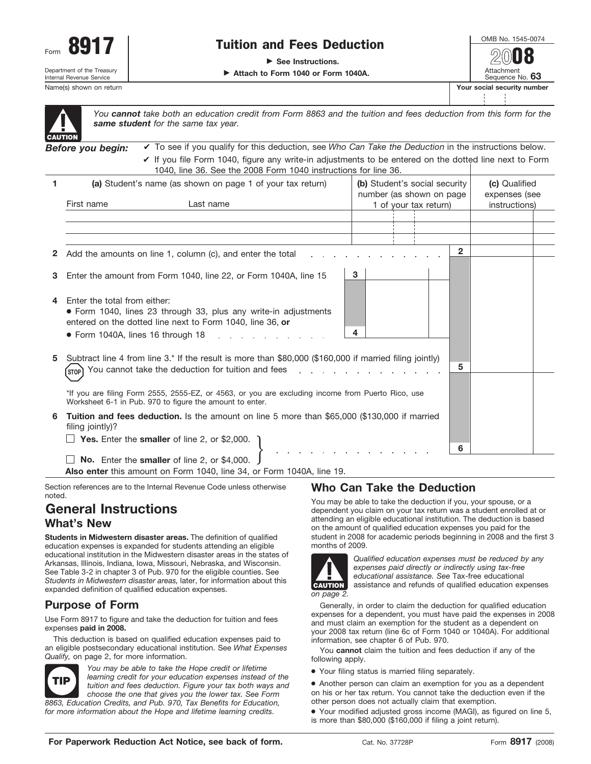Form **8917**

Department of the Treasury
Internal Revenue Service

# Tuition and Fees Deduction

▶ See Instructions.

▶ Attach to Form 1040 or Form 1040A.

OMB No. 1545-0074

**2008**

Attachment Sequence No. **63**

Name(s) shown on return | **Your social security number**

**CAUTION** *You* ***cannot*** *take both an education credit from Form 8863 and the tuition and fees deduction from this form for the* ***same student*** *for the same tax year.*

***Before you begin:***

- ✔ To see if you qualify for this deduction, see *Who Can Take the Deduction* in the instructions below.
- ✔ If you file Form 1040, figure any write-in adjustments to be entered on the dotted line next to Form 1040, line 36. See the 2008 Form 1040 instructions for line 36.

| 1 | **(a)** Student's name (as shown on page 1 of your tax return) First name / Last name | **(b)** Student's social security number (as shown on page 1 of your tax return) | **(c)** Qualified expenses (see instructions) |
|---|---|---|---|
| | | | |
| | | | |
| | | | |

| Line | Description | | Amount |
|---|---|---|---|
| **2** | Add the amounts on line 1, column (c), and enter the total | **2** | |
| **3** | Enter the amount from Form 1040, line 22, or Form 1040A, line 15 | **3** | |
| **4** | Enter the total from either: • Form 1040, lines 23 through 33, plus any write-in adjustments entered on the dotted line next to Form 1040, line 36, **or** • Form 1040A, lines 16 through 18 | **4** | |
| **5** | Subtract line 4 from line 3.* If the result is more than $80,000 ($160,000 if married filing jointly) STOP You cannot take the deduction for tuition and fees | **5** | |
| | *If you are filing Form 2555, 2555-EZ, or 4563, or you are excluding income from Puerto Rico, use Worksheet 6-1 in Pub. 970 to figure the amount to enter. | | |
| **6** | **Tuition and fees deduction.** Is the amount on line 5 more than $65,000 ($130,000 if married filing jointly)? ☐ **Yes.** Enter the **smaller** of line 2, or $2,000. ☐ **No.** Enter the **smaller** of line 2, or $4,000. **Also enter** this amount on Form 1040, line 34, or Form 1040A, line 19. | **6** | |

Section references are to the Internal Revenue Code unless otherwise noted.

## General Instructions

### What's New

**Students in Midwestern disaster areas.** The definition of qualified education expenses is expanded for students attending an eligible educational institution in the Midwestern disaster areas in the states of Arkansas, Illinois, Indiana, Iowa, Missouri, Nebraska, and Wisconsin. See Table 3-2 in chapter 3 of Pub. 970 for the eligible counties. See *Students in Midwestern disaster areas,* later, for information about this expanded definition of qualified education expenses.

### Purpose of Form

Use Form 8917 to figure and take the deduction for tuition and fees expenses **paid in 2008.**

This deduction is based on qualified education expenses paid to an eligible postsecondary educational institution. See *What Expenses Qualify,* on page 2, for more information.

**TIP** *You may be able to take the Hope credit or lifetime learning credit for your education expenses instead of the tuition and fees deduction. Figure your tax both ways and choose the one that gives you the lower tax. See Form 8863, Education Credits, and Pub. 970, Tax Benefits for Education, for more information about the Hope and lifetime learning credits.*

## Who Can Take the Deduction

You may be able to take the deduction if you, your spouse, or a dependent you claim on your tax return was a student enrolled at or attending an eligible educational institution. The deduction is based on the amount of qualified education expenses you paid for the student in 2008 for academic periods beginning in 2008 and the first 3 months of 2009.

**CAUTION** *Qualified education expenses must be reduced by any expenses paid directly or indirectly using tax-free educational assistance. See* Tax-free educational assistance and refunds of qualified education expenses *on page 2.*

Generally, in order to claim the deduction for qualified education expenses for a dependent, you must have paid the expenses in 2008 and must claim an exemption for the student as a dependent on your 2008 tax return (line 6c of Form 1040 or 1040A). For additional information, see chapter 6 of Pub. 970.

You **cannot** claim the tuition and fees deduction if any of the following apply.

- Your filing status is married filing separately.
- Another person can claim an exemption for you as a dependent on his or her tax return. You cannot take the deduction even if the other person does not actually claim that exemption.
- Your modified adjusted gross income (MAGI), as figured on line 5, is more than $80,000 ($160,000 if filing a joint return).

**For Paperwork Reduction Act Notice, see back of form.** Cat. No. 37728P Form **8917** (2008)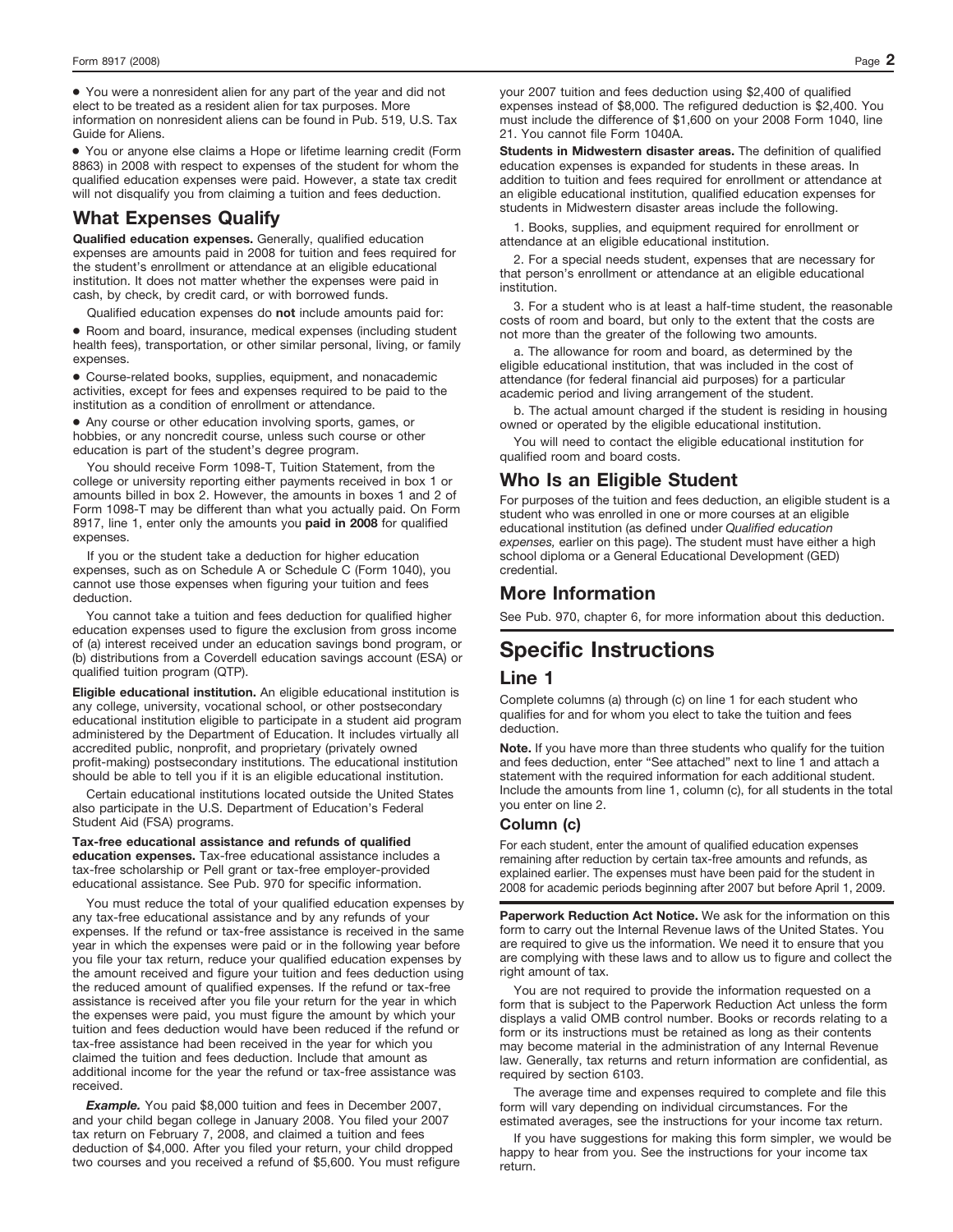- You were a nonresident alien for any part of the year and did not elect to be treated as a resident alien for tax purposes. More information on nonresident aliens can be found in Pub. 519, U.S. Tax Guide for Aliens.
- You or anyone else claims a Hope or lifetime learning credit (Form 8863) in 2008 with respect to expenses of the student for whom the qualified education expenses were paid. However, a state tax credit will not disqualify you from claiming a tuition and fees deduction.

## What Expenses Qualify

**Qualified education expenses.** Generally, qualified education expenses are amounts paid in 2008 for tuition and fees required for the student's enrollment or attendance at an eligible educational institution. It does not matter whether the expenses were paid in cash, by check, by credit card, or with borrowed funds.

Qualified education expenses do **not** include amounts paid for:

- Room and board, insurance, medical expenses (including student health fees), transportation, or other similar personal, living, or family expenses.
- Course-related books, supplies, equipment, and nonacademic activities, except for fees and expenses required to be paid to the institution as a condition of enrollment or attendance.
- Any course or other education involving sports, games, or hobbies, or any noncredit course, unless such course or other education is part of the student's degree program.

You should receive Form 1098-T, Tuition Statement, from the college or university reporting either payments received in box 1 or amounts billed in box 2. However, the amounts in boxes 1 and 2 of Form 1098-T may be different than what you actually paid. On Form 8917, line 1, enter only the amounts you **paid in 2008** for qualified expenses.

If you or the student take a deduction for higher education expenses, such as on Schedule A or Schedule C (Form 1040), you cannot use those expenses when figuring your tuition and fees deduction.

You cannot take a tuition and fees deduction for qualified higher education expenses used to figure the exclusion from gross income of (a) interest received under an education savings bond program, or (b) distributions from a Coverdell education savings account (ESA) or qualified tuition program (QTP).

**Eligible educational institution.** An eligible educational institution is any college, university, vocational school, or other postsecondary educational institution eligible to participate in a student aid program administered by the Department of Education. It includes virtually all accredited public, nonprofit, and proprietary (privately owned profit-making) postsecondary institutions. The educational institution should be able to tell you if it is an eligible educational institution.

Certain educational institutions located outside the United States also participate in the U.S. Department of Education's Federal Student Aid (FSA) programs.

**Tax-free educational assistance and refunds of qualified education expenses.** Tax-free educational assistance includes a tax-free scholarship or Pell grant or tax-free employer-provided educational assistance. See Pub. 970 for specific information.

You must reduce the total of your qualified education expenses by any tax-free educational assistance and by any refunds of your expenses. If the refund or tax-free assistance is received in the same year in which the expenses were paid or in the following year before you file your tax return, reduce your qualified education expenses by the amount received and figure your tuition and fees deduction using the reduced amount of qualified expenses. If the refund or tax-free assistance is received after you file your return for the year in which the expenses were paid, you must figure the amount by which your tuition and fees deduction would have been reduced if the refund or tax-free assistance had been received in the year for which you claimed the tuition and fees deduction. Include that amount as additional income for the year the refund or tax-free assistance was received.

***Example.*** You paid $8,000 tuition and fees in December 2007, and your child began college in January 2008. You filed your 2007 tax return on February 7, 2008, and claimed a tuition and fees deduction of $4,000. After you filed your return, your child dropped two courses and you received a refund of $5,600. You must refigure your 2007 tuition and fees deduction using $2,400 of qualified expenses instead of $8,000. The refigured deduction is $2,400. You must include the difference of $1,600 on your 2008 Form 1040, line 21. You cannot file Form 1040A.

**Students in Midwestern disaster areas.** The definition of qualified education expenses is expanded for students in these areas. In addition to tuition and fees required for enrollment or attendance at an eligible educational institution, qualified education expenses for students in Midwestern disaster areas include the following.

1. Books, supplies, and equipment required for enrollment or attendance at an eligible educational institution.

2. For a special needs student, expenses that are necessary for that person's enrollment or attendance at an eligible educational institution.

3. For a student who is at least a half-time student, the reasonable costs of room and board, but only to the extent that the costs are not more than the greater of the following two amounts.

a. The allowance for room and board, as determined by the eligible educational institution, that was included in the cost of attendance (for federal financial aid purposes) for a particular academic period and living arrangement of the student.

b. The actual amount charged if the student is residing in housing owned or operated by the eligible educational institution.

You will need to contact the eligible educational institution for qualified room and board costs.

## Who Is an Eligible Student

For purposes of the tuition and fees deduction, an eligible student is a student who was enrolled in one or more courses at an eligible educational institution (as defined under *Qualified education expenses,* earlier on this page). The student must have either a high school diploma or a General Educational Development (GED) credential.

## More Information

See Pub. 970, chapter 6, for more information about this deduction.

# Specific Instructions

## Line 1

Complete columns (a) through (c) on line 1 for each student who qualifies for and for whom you elect to take the tuition and fees deduction.

**Note.** If you have more than three students who qualify for the tuition and fees deduction, enter "See attached" next to line 1 and attach a statement with the required information for each additional student. Include the amounts from line 1, column (c), for all students in the total you enter on line 2.

### Column (c)

For each student, enter the amount of qualified education expenses remaining after reduction by certain tax-free amounts and refunds, as explained earlier. The expenses must have been paid for the student in 2008 for academic periods beginning after 2007 but before April 1, 2009.

**Paperwork Reduction Act Notice.** We ask for the information on this form to carry out the Internal Revenue laws of the United States. You are required to give us the information. We need it to ensure that you are complying with these laws and to allow us to figure and collect the right amount of tax.

You are not required to provide the information requested on a form that is subject to the Paperwork Reduction Act unless the form displays a valid OMB control number. Books or records relating to a form or its instructions must be retained as long as their contents may become material in the administration of any Internal Revenue law. Generally, tax returns and return information are confidential, as required by section 6103.

The average time and expenses required to complete and file this form will vary depending on individual circumstances. For the estimated averages, see the instructions for your income tax return.

If you have suggestions for making this form simpler, we would be happy to hear from you. See the instructions for your income tax return.